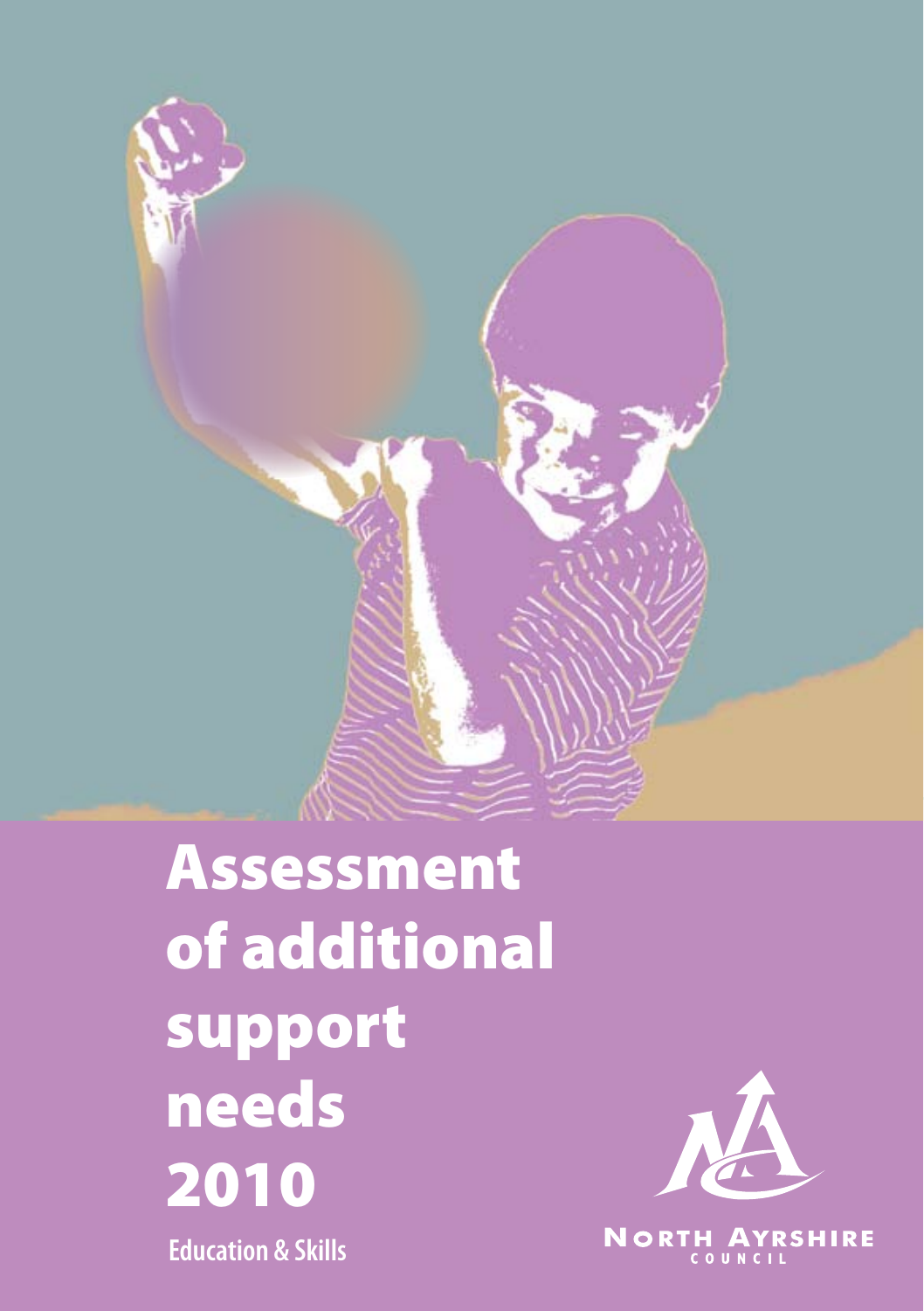# Assessment of additional support needs 2010

Education & Skills

NORTH AYRSHIRE COUNCIL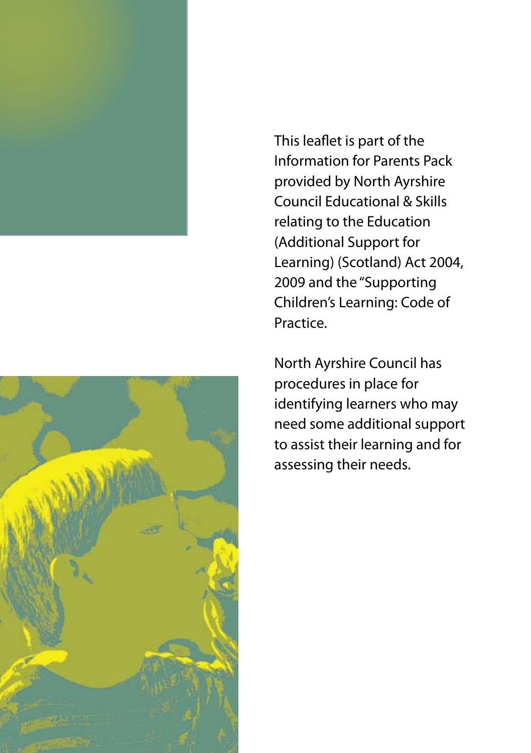This leaflet is part of the Information for Parents Pack provided by North Ayrshire Council Educational & Skills relating to the Education (Additional Support for Learning) (Scotland) Act 2004, 2009 and the "Supporting Children's Learning: Code of Practice.

North Ayrshire Council has procedures in place for identifying learners who may need some additional support to assist their learning and for assessing their needs.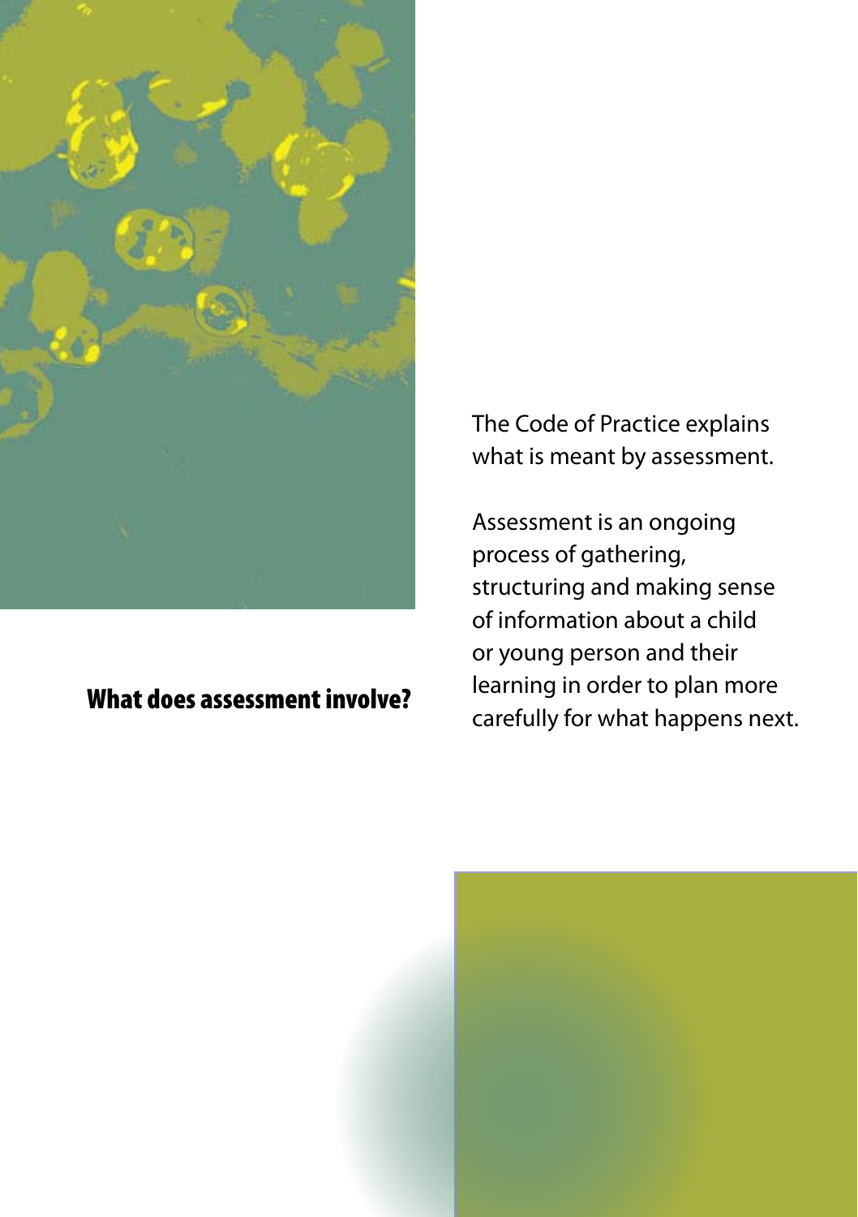## What does assessment involve?

The Code of Practice explains what is meant by assessment.

Assessment is an ongoing process of gathering, structuring and making sense of information about a child or young person and their learning in order to plan more carefully for what happens next.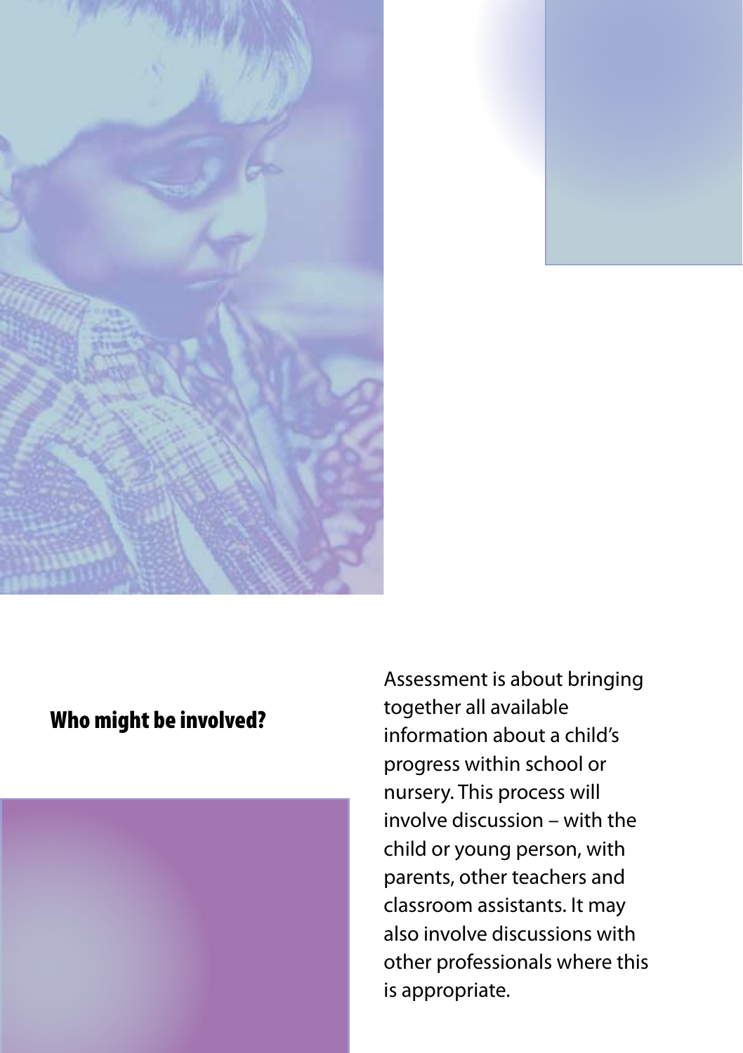## Who might be involved?

Assessment is about bringing together all available information about a child's progress within school or nursery. This process will involve discussion – with the child or young person, with parents, other teachers and classroom assistants. It may also involve discussions with other professionals where this is appropriate.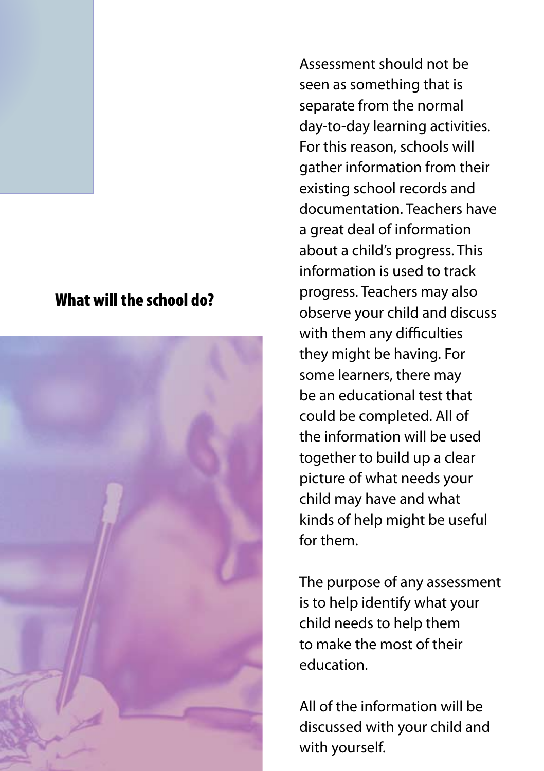## What will the school do?

Assessment should not be seen as something that is separate from the normal day-to-day learning activities. For this reason, schools will gather information from their existing school records and documentation. Teachers have a great deal of information about a child's progress. This information is used to track progress. Teachers may also observe your child and discuss with them any difficulties they might be having. For some learners, there may be an educational test that could be completed. All of the information will be used together to build up a clear picture of what needs your child may have and what kinds of help might be useful for them.

The purpose of any assessment is to help identify what your child needs to help them to make the most of their education.

All of the information will be discussed with your child and with yourself.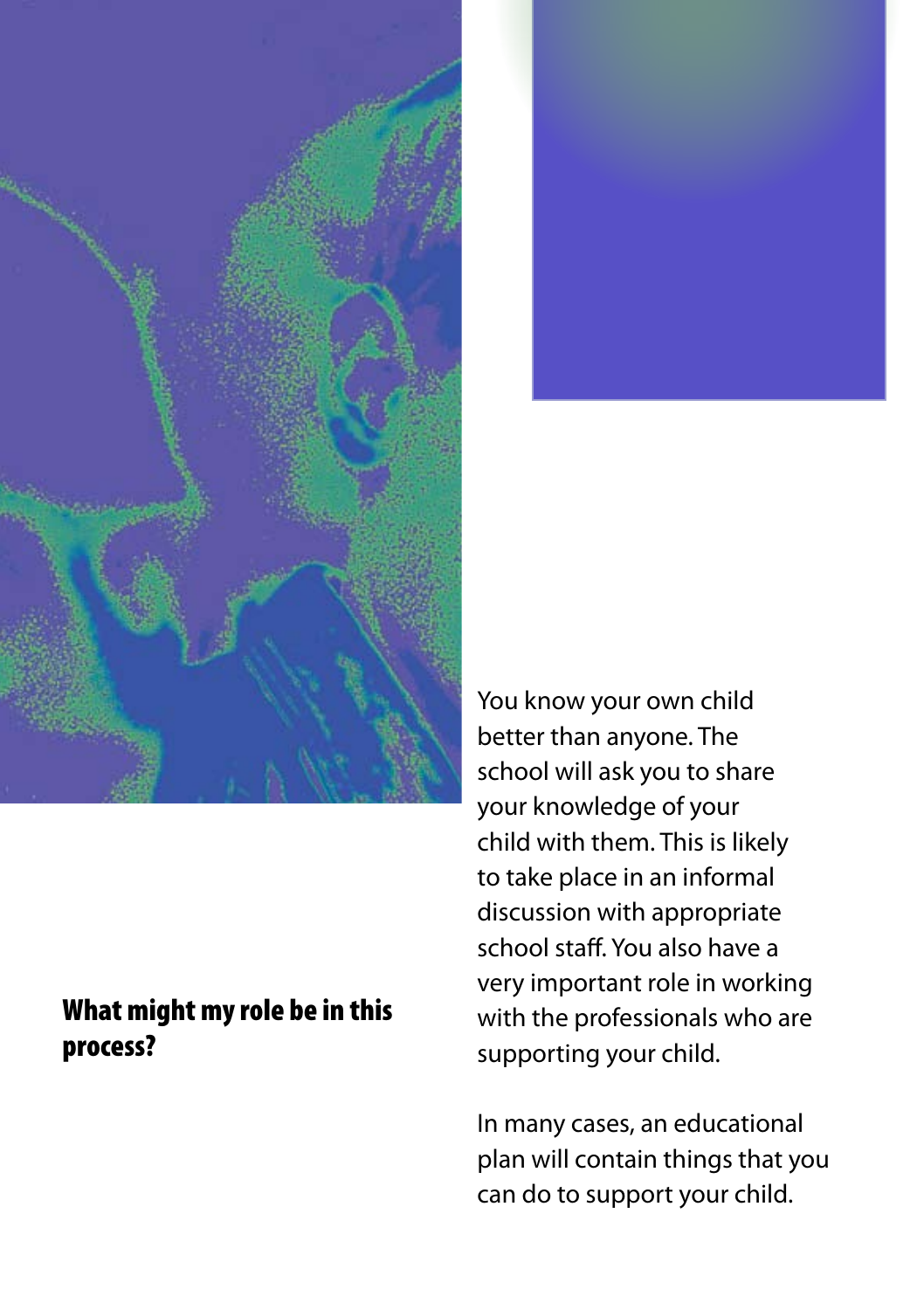## What might my role be in this process?

You know your own child better than anyone. The school will ask you to share your knowledge of your child with them. This is likely to take place in an informal discussion with appropriate school staff. You also have a very important role in working with the professionals who are supporting your child.

In many cases, an educational plan will contain things that you can do to support your child.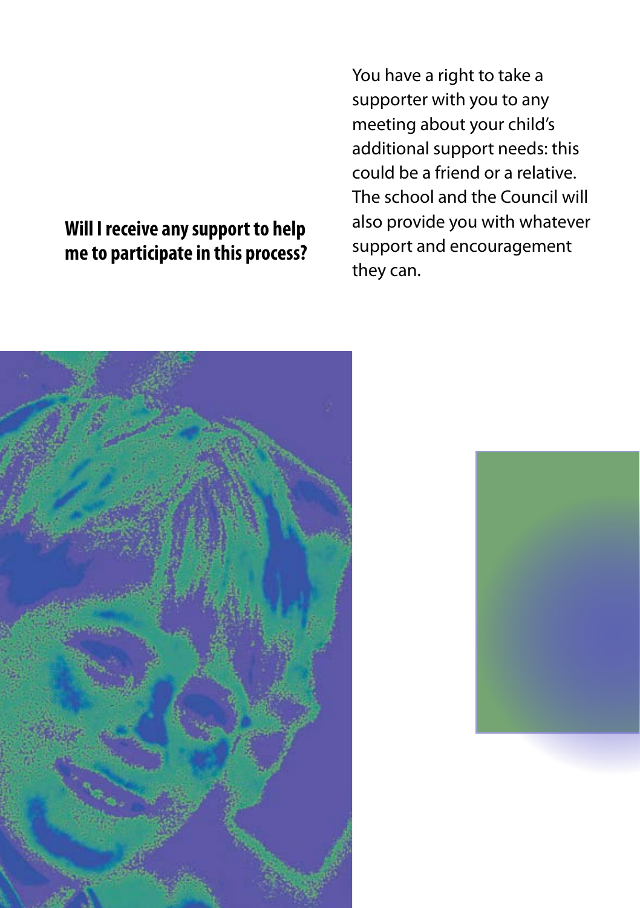## Will I receive any support to help me to participate in this process?

You have a right to take a supporter with you to any meeting about your child's additional support needs: this could be a friend or a relative. The school and the Council will also provide you with whatever support and encouragement they can.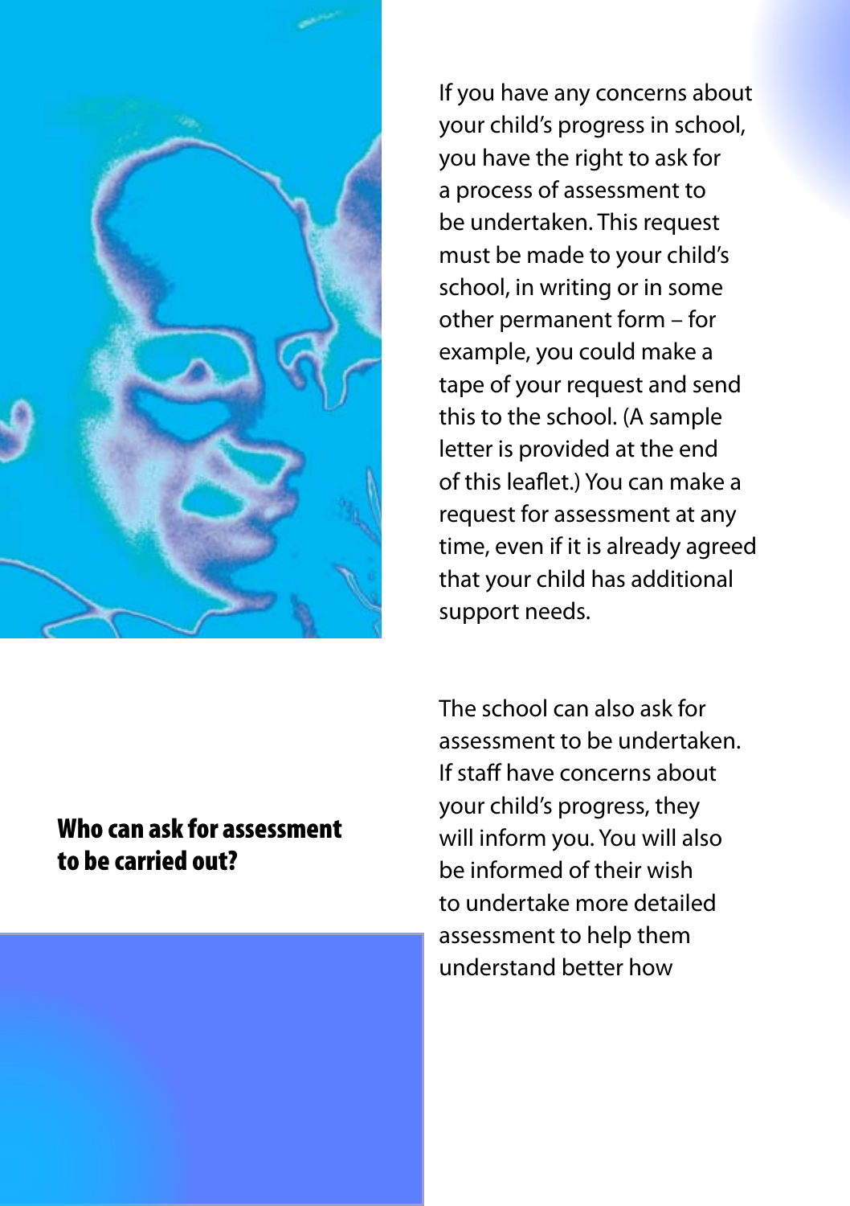If you have any concerns about your child's progress in school, you have the right to ask for a process of assessment to be undertaken. This request must be made to your child's school, in writing or in some other permanent form – for example, you could make a tape of your request and send this to the school. (A sample letter is provided at the end of this leaflet.) You can make a request for assessment at any time, even if it is already agreed that your child has additional support needs.

## Who can ask for assessment to be carried out?

The school can also ask for assessment to be undertaken. If staff have concerns about your child's progress, they will inform you. You will also be informed of their wish to undertake more detailed assessment to help them understand better how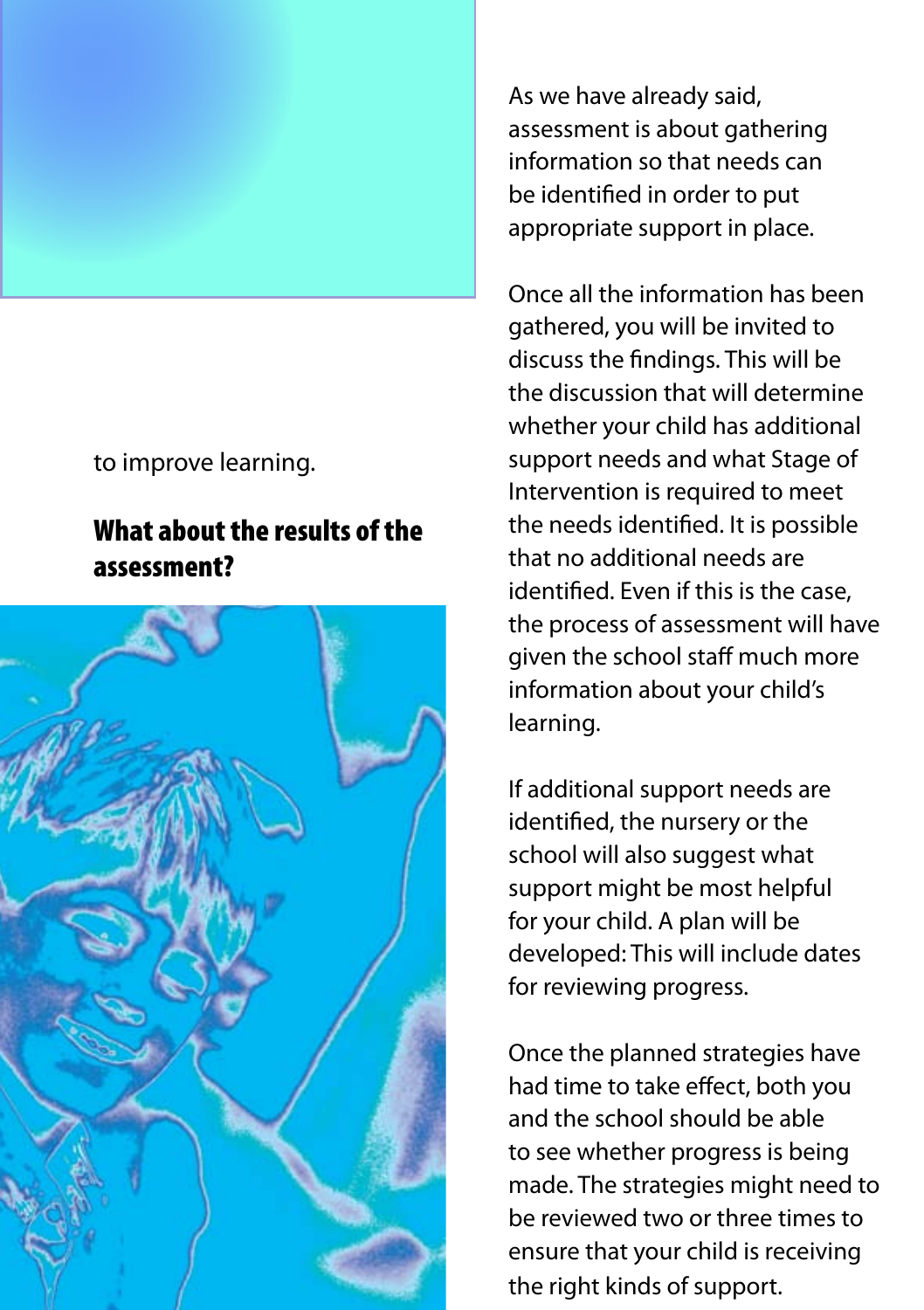to improve learning.

## What about the results of the assessment?

As we have already said, assessment is about gathering information so that needs can be identified in order to put appropriate support in place.

Once all the information has been gathered, you will be invited to discuss the findings. This will be the discussion that will determine whether your child has additional support needs and what Stage of Intervention is required to meet the needs identified. It is possible that no additional needs are identified. Even if this is the case, the process of assessment will have given the school staff much more information about your child's learning.

If additional support needs are identified, the nursery or the school will also suggest what support might be most helpful for your child. A plan will be developed: This will include dates for reviewing progress.

Once the planned strategies have had time to take effect, both you and the school should be able to see whether progress is being made. The strategies might need to be reviewed two or three times to ensure that your child is receiving the right kinds of support.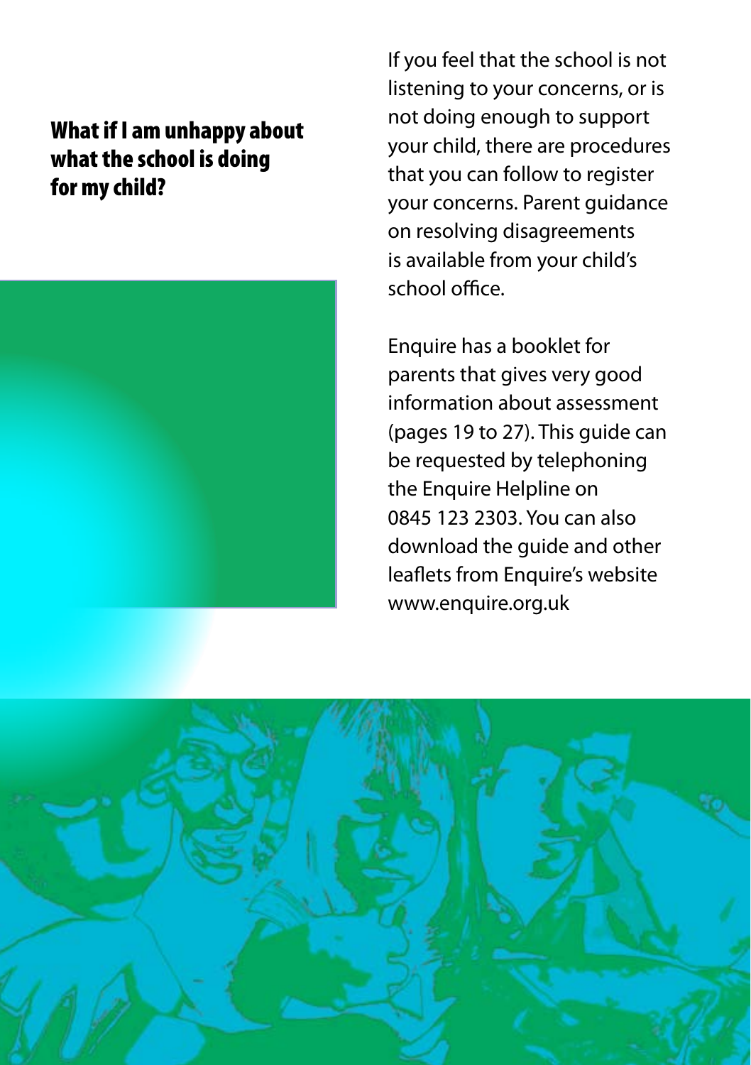## What if I am unhappy about what the school is doing for my child?

If you feel that the school is not listening to your concerns, or is not doing enough to support your child, there are procedures that you can follow to register your concerns. Parent guidance on resolving disagreements is available from your child's school office.

Enquire has a booklet for parents that gives very good information about assessment (pages 19 to 27). This guide can be requested by telephoning the Enquire Helpline on 0845 123 2303. You can also download the guide and other leaflets from Enquire's website www.enquire.org.uk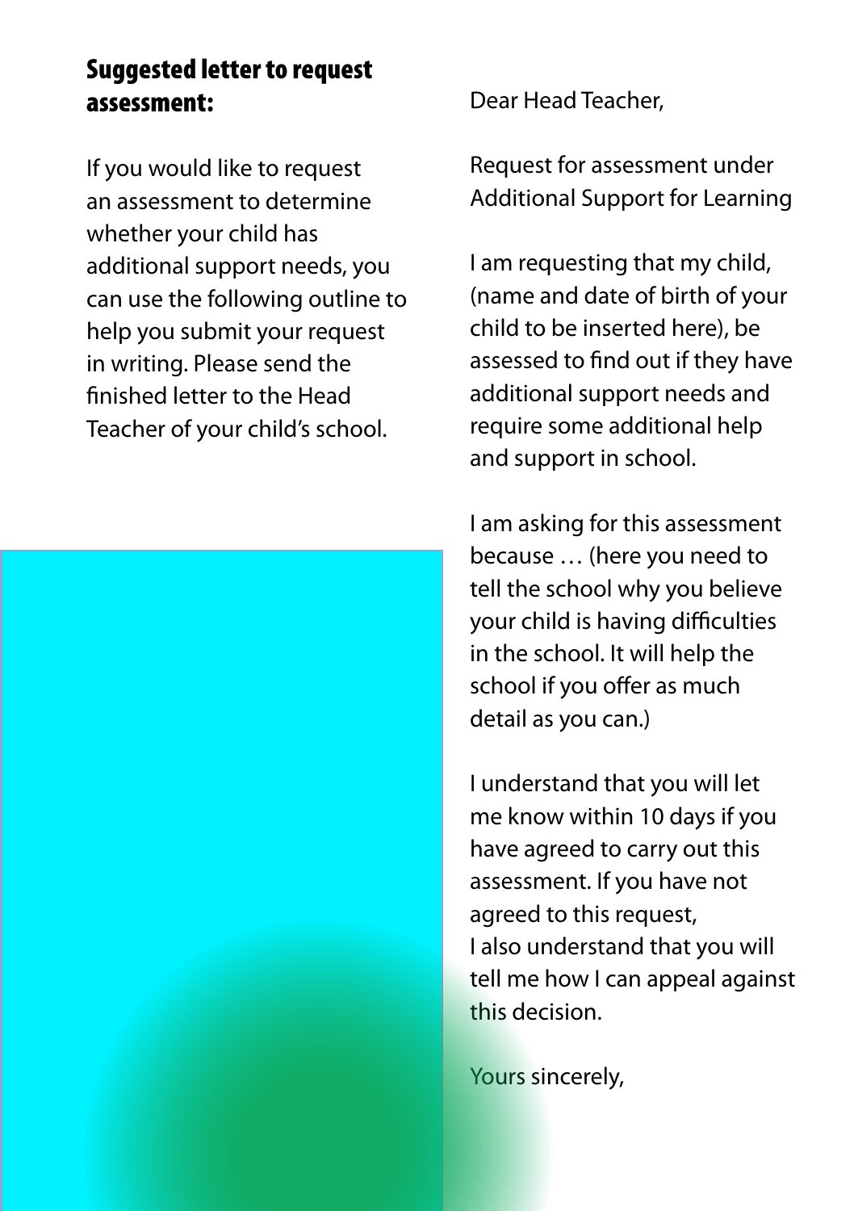## Suggested letter to request assessment:

If you would like to request an assessment to determine whether your child has additional support needs, you can use the following outline to help you submit your request in writing. Please send the finished letter to the Head Teacher of your child's school.

Dear Head Teacher,

Request for assessment under Additional Support for Learning

I am requesting that my child, (name and date of birth of your child to be inserted here), be assessed to find out if they have additional support needs and require some additional help and support in school.

I am asking for this assessment because … (here you need to tell the school why you believe your child is having difficulties in the school. It will help the school if you offer as much detail as you can.)

I understand that you will let me know within 10 days if you have agreed to carry out this assessment. If you have not agreed to this request,
I also understand that you will tell me how I can appeal against this decision.

Yours sincerely,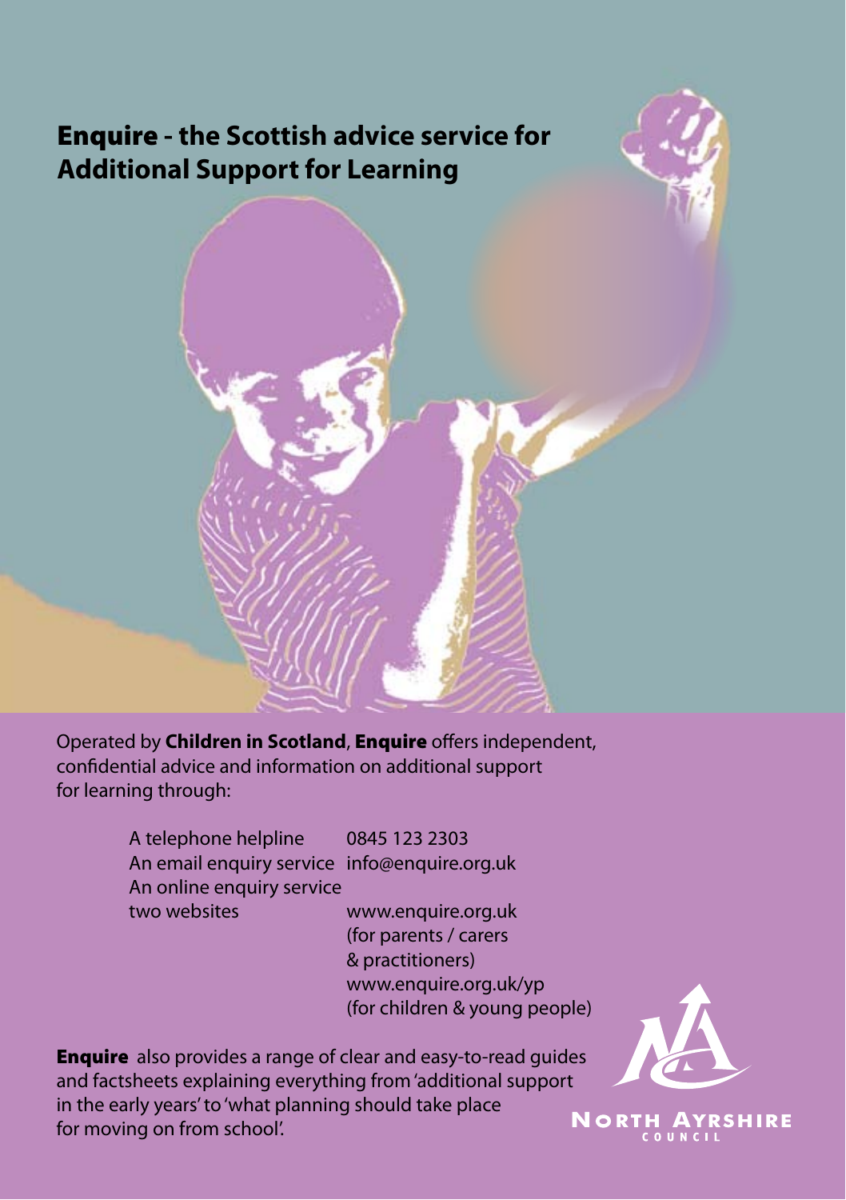# **Enquire** - the Scottish advice service for Additional Support for Learning

Operated by **Children in Scotland**, **Enquire** offers independent, confidential advice and information on additional support for learning through:

| | |
|---|---|
| A telephone helpline | 0845 123 2303 |
| An email enquiry service | info@enquire.org.uk |
| An online enquiry service | |
| two websites | www.enquire.org.uk (for parents / carers & practitioners) |
| | www.enquire.org.uk/yp (for children & young people) |

**Enquire** also provides a range of clear and easy-to-read guides and factsheets explaining everything from 'additional support in the early years' to 'what planning should take place for moving on from school'.

North Ayrshire Council